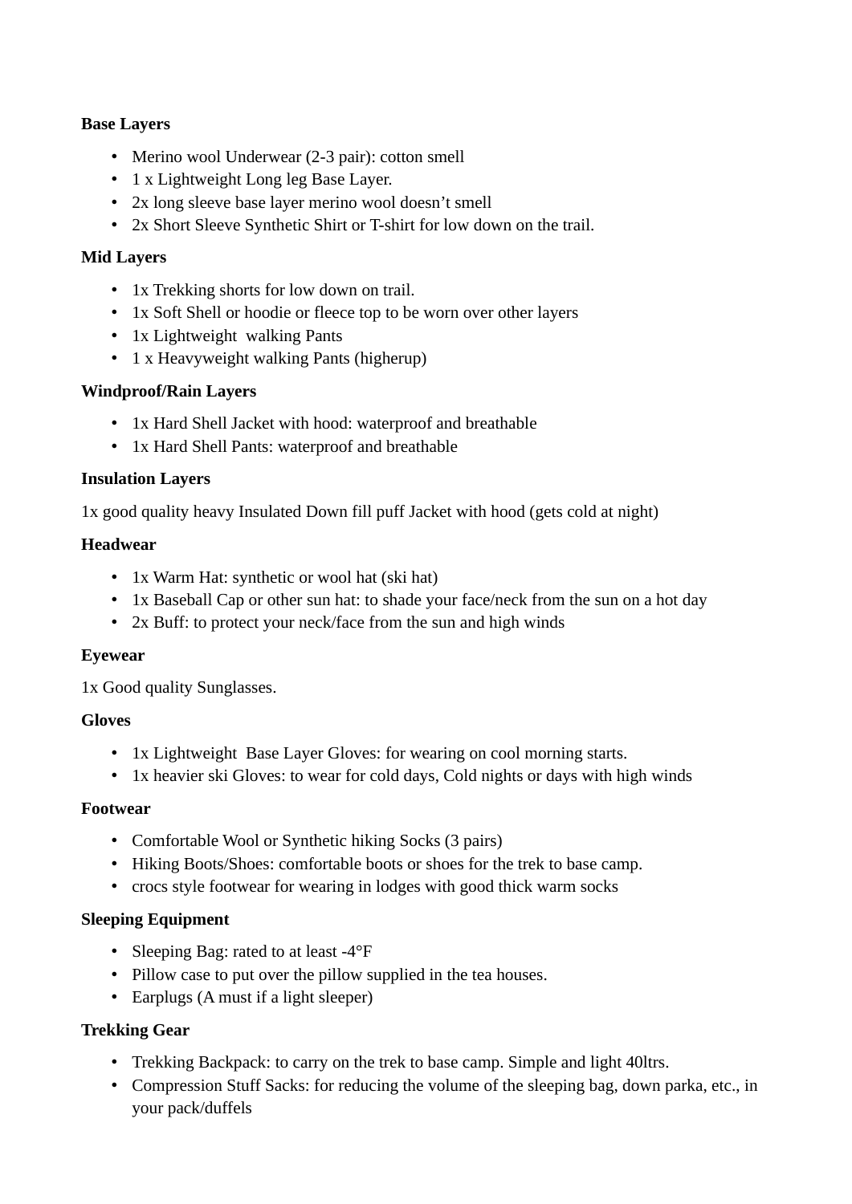**Base Layers**

- Merino wool Underwear (2-3 pair): cotton smell
- 1 x Lightweight Long leg Base Layer.
- 2x long sleeve base layer merino wool doesn't smell
- 2x Short Sleeve Synthetic Shirt or T-shirt for low down on the trail.

**Mid Layers**

- 1x Trekking shorts for low down on trail.
- 1x Soft Shell or hoodie or fleece top to be worn over other layers
- 1x Lightweight walking Pants
- 1 x Heavyweight walking Pants (higherup)

**Windproof/Rain Layers**

- 1x Hard Shell Jacket with hood: waterproof and breathable
- 1x Hard Shell Pants: waterproof and breathable

**Insulation Layers**

1x good quality heavy Insulated Down fill puff Jacket with hood (gets cold at night)

**Headwear**

- 1x Warm Hat: synthetic or wool hat (ski hat)
- 1x Baseball Cap or other sun hat: to shade your face/neck from the sun on a hot day
- 2x Buff: to protect your neck/face from the sun and high winds

**Eyewear**

1x Good quality Sunglasses.

**Gloves**

- 1x Lightweight Base Layer Gloves: for wearing on cool morning starts.
- 1x heavier ski Gloves: to wear for cold days, Cold nights or days with high winds

**Footwear**

- Comfortable Wool or Synthetic hiking Socks (3 pairs)
- Hiking Boots/Shoes: comfortable boots or shoes for the trek to base camp.
- crocs style footwear for wearing in lodges with good thick warm socks

**Sleeping Equipment**

- Sleeping Bag: rated to at least -4°F
- Pillow case to put over the pillow supplied in the tea houses.
- Earplugs (A must if a light sleeper)

**Trekking Gear**

- Trekking Backpack: to carry on the trek to base camp. Simple and light 40ltrs.
- Compression Stuff Sacks: for reducing the volume of the sleeping bag, down parka, etc., in your pack/duffels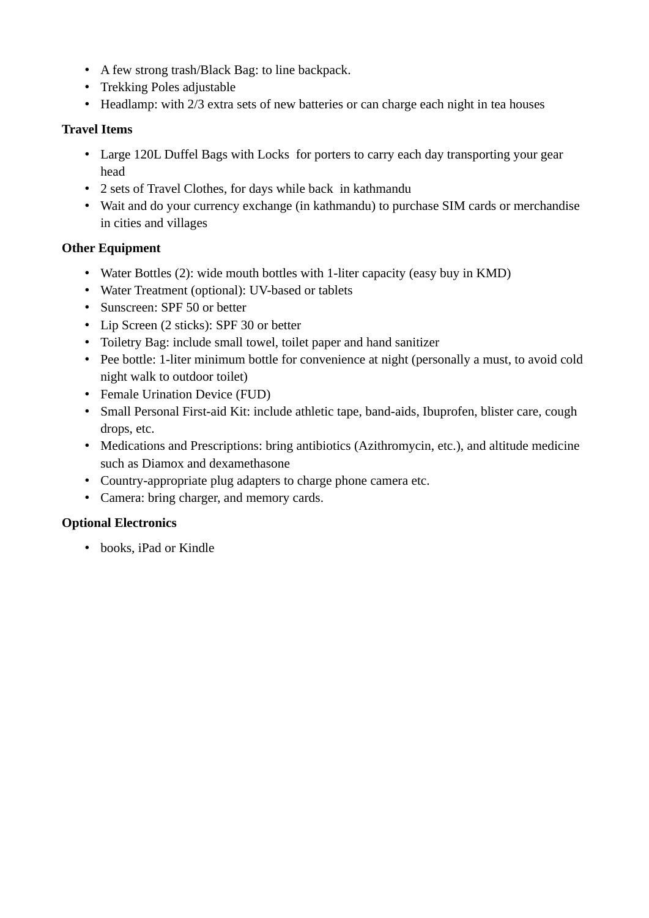- A few strong trash/Black Bag: to line backpack.
- Trekking Poles adjustable
- Headlamp: with 2/3 extra sets of new batteries or can charge each night in tea houses

**Travel Items**

- Large 120L Duffel Bags with Locks  for porters to carry each day transporting your gear head
- 2 sets of Travel Clothes, for days while back  in kathmandu
- Wait and do your currency exchange (in kathmandu) to purchase SIM cards or merchandise in cities and villages

**Other Equipment**

- Water Bottles (2): wide mouth bottles with 1-liter capacity (easy buy in KMD)
- Water Treatment (optional): UV-based or tablets
- Sunscreen: SPF 50 or better
- Lip Screen (2 sticks): SPF 30 or better
- Toiletry Bag: include small towel, toilet paper and hand sanitizer
- Pee bottle: 1-liter minimum bottle for convenience at night (personally a must, to avoid cold night walk to outdoor toilet)
- Female Urination Device (FUD)
- Small Personal First-aid Kit: include athletic tape, band-aids, Ibuprofen, blister care, cough drops, etc.
- Medications and Prescriptions: bring antibiotics (Azithromycin, etc.), and altitude medicine such as Diamox and dexamethasone
- Country-appropriate plug adapters to charge phone camera etc.
- Camera: bring charger, and memory cards.

**Optional Electronics**

- books, iPad or Kindle